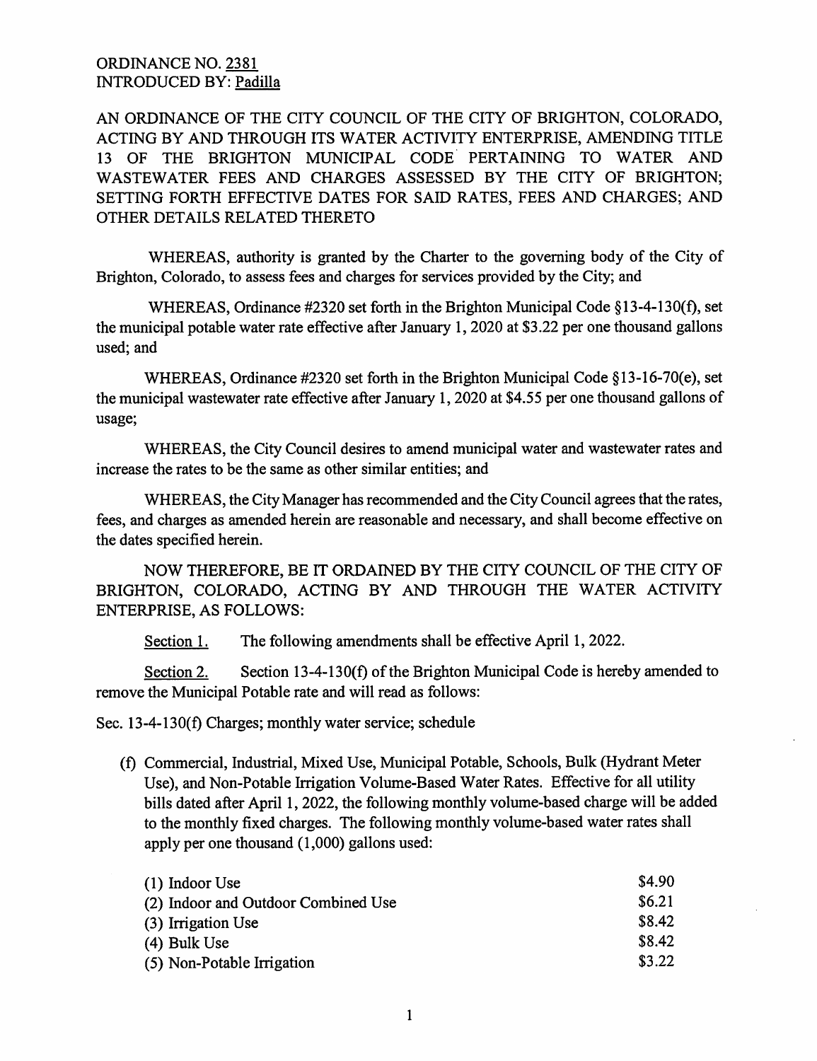ORDINANCE NO. 2381
INTRODUCED BY: Padilla

AN ORDINANCE OF THE CITY COUNCIL OF THE CITY OF BRIGHTON, COLORADO, ACTING BY AND THROUGH ITS WATER ACTIVITY ENTERPRISE, AMENDING TITLE 13 OF THE BRIGHTON MUNICIPAL CODE PERTAINING TO WATER AND WASTEWATER FEES AND CHARGES ASSESSED BY THE CITY OF BRIGHTON; SETTING FORTH EFFECTIVE DATES FOR SAID RATES, FEES AND CHARGES; AND OTHER DETAILS RELATED THERETO

WHEREAS, authority is granted by the Charter to the governing body of the City of Brighton, Colorado, to assess fees and charges for services provided by the City; and

WHEREAS, Ordinance #2320 set forth in the Brighton Municipal Code §13-4-130(f), set the municipal potable water rate effective after January 1, 2020 at $3.22 per one thousand gallons used; and

WHEREAS, Ordinance #2320 set forth in the Brighton Municipal Code §13-16-70(e), set the municipal wastewater rate effective after January 1, 2020 at $4.55 per one thousand gallons of usage;

WHEREAS, the City Council desires to amend municipal water and wastewater rates and increase the rates to be the same as other similar entities; and

WHEREAS, the City Manager has recommended and the City Council agrees that the rates, fees, and charges as amended herein are reasonable and necessary, and shall become effective on the dates specified herein.

NOW THEREFORE, BE IT ORDAINED BY THE CITY COUNCIL OF THE CITY OF BRIGHTON, COLORADO, ACTING BY AND THROUGH THE WATER ACTIVITY ENTERPRISE, AS FOLLOWS:

Section 1. The following amendments shall be effective April 1, 2022.

Section 2. Section 13-4-130(f) of the Brighton Municipal Code is hereby amended to remove the Municipal Potable rate and will read as follows:

Sec. 13-4-130(f) Charges; monthly water service; schedule

(f) Commercial, Industrial, Mixed Use, Municipal Potable, Schools, Bulk (Hydrant Meter Use), and Non-Potable Irrigation Volume-Based Water Rates. Effective for all utility bills dated after April 1, 2022, the following monthly volume-based charge will be added to the monthly fixed charges. The following monthly volume-based water rates shall apply per one thousand (1,000) gallons used:

| | |
|---|---|
| (1) Indoor Use | $4.90 |
| (2) Indoor and Outdoor Combined Use | $6.21 |
| (3) Irrigation Use | $8.42 |
| (4) Bulk Use | $8.42 |
| (5) Non-Potable Irrigation | $3.22 |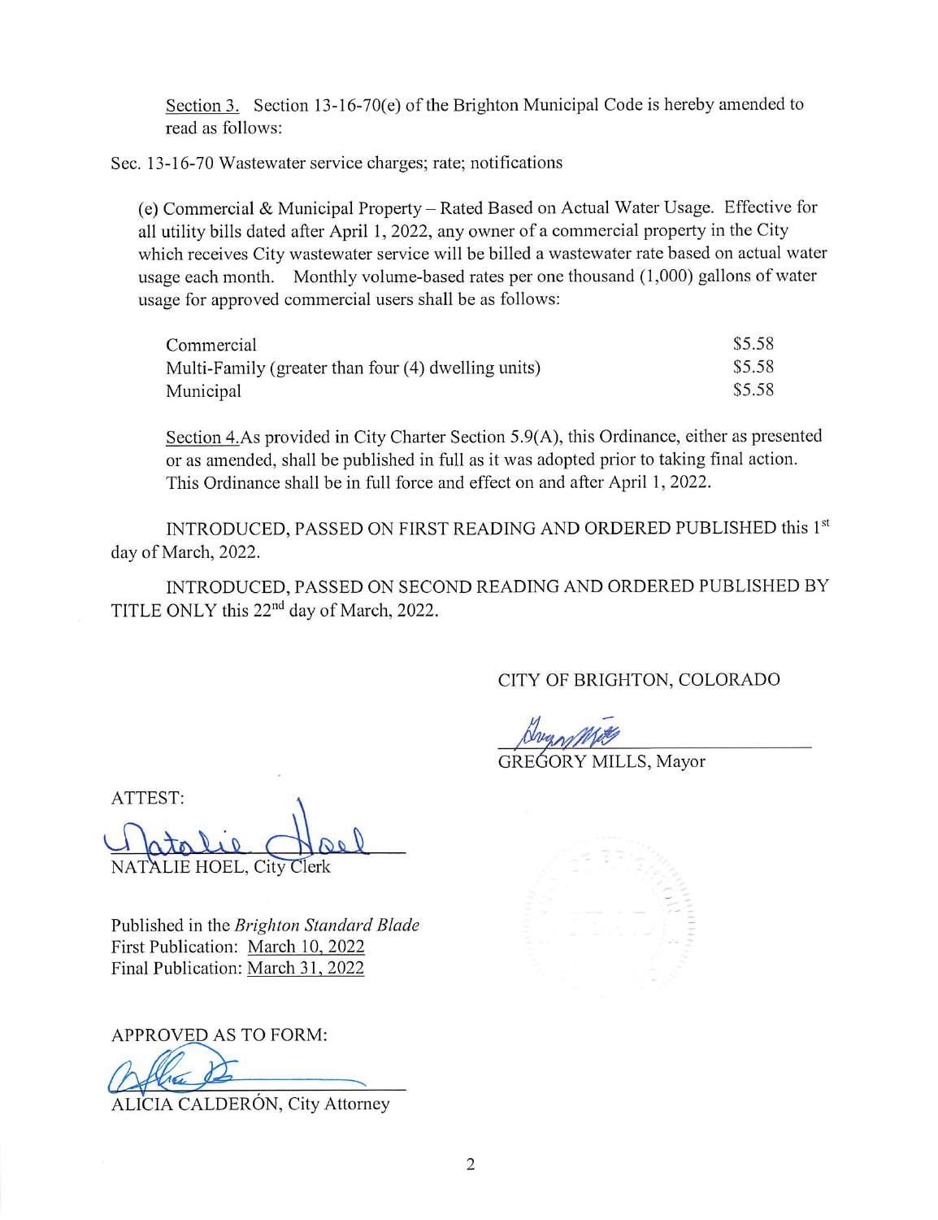Section 3. Section 13-16-70(e) of the Brighton Municipal Code is hereby amended to read as follows:

Sec. 13-16-70 Wastewater service charges; rate; notifications

(e) Commercial & Municipal Property – Rated Based on Actual Water Usage. Effective for all utility bills dated after April 1, 2022, any owner of a commercial property in the City which receives City wastewater service will be billed a wastewater rate based on actual water usage each month. Monthly volume-based rates per one thousand (1,000) gallons of water usage for approved commercial users shall be as follows:

| | |
|---|---|
| Commercial | \$5.58 |
| Multi-Family (greater than four (4) dwelling units) | \$5.58 |
| Municipal | \$5.58 |

Section 4. As provided in City Charter Section 5.9(A), this Ordinance, either as presented or as amended, shall be published in full as it was adopted prior to taking final action. This Ordinance shall be in full force and effect on and after April 1, 2022.

INTRODUCED, PASSED ON FIRST READING AND ORDERED PUBLISHED this 1st day of March, 2022.

INTRODUCED, PASSED ON SECOND READING AND ORDERED PUBLISHED BY TITLE ONLY this 22nd day of March, 2022.

CITY OF BRIGHTON, COLORADO

GREGORY MILLS, Mayor

ATTEST:

NATALIE HOEL, City Clerk

Published in the *Brighton Standard Blade*
First Publication: March 10, 2022
Final Publication: March 31, 2022

APPROVED AS TO FORM:

ALICIA CALDERÓN, City Attorney